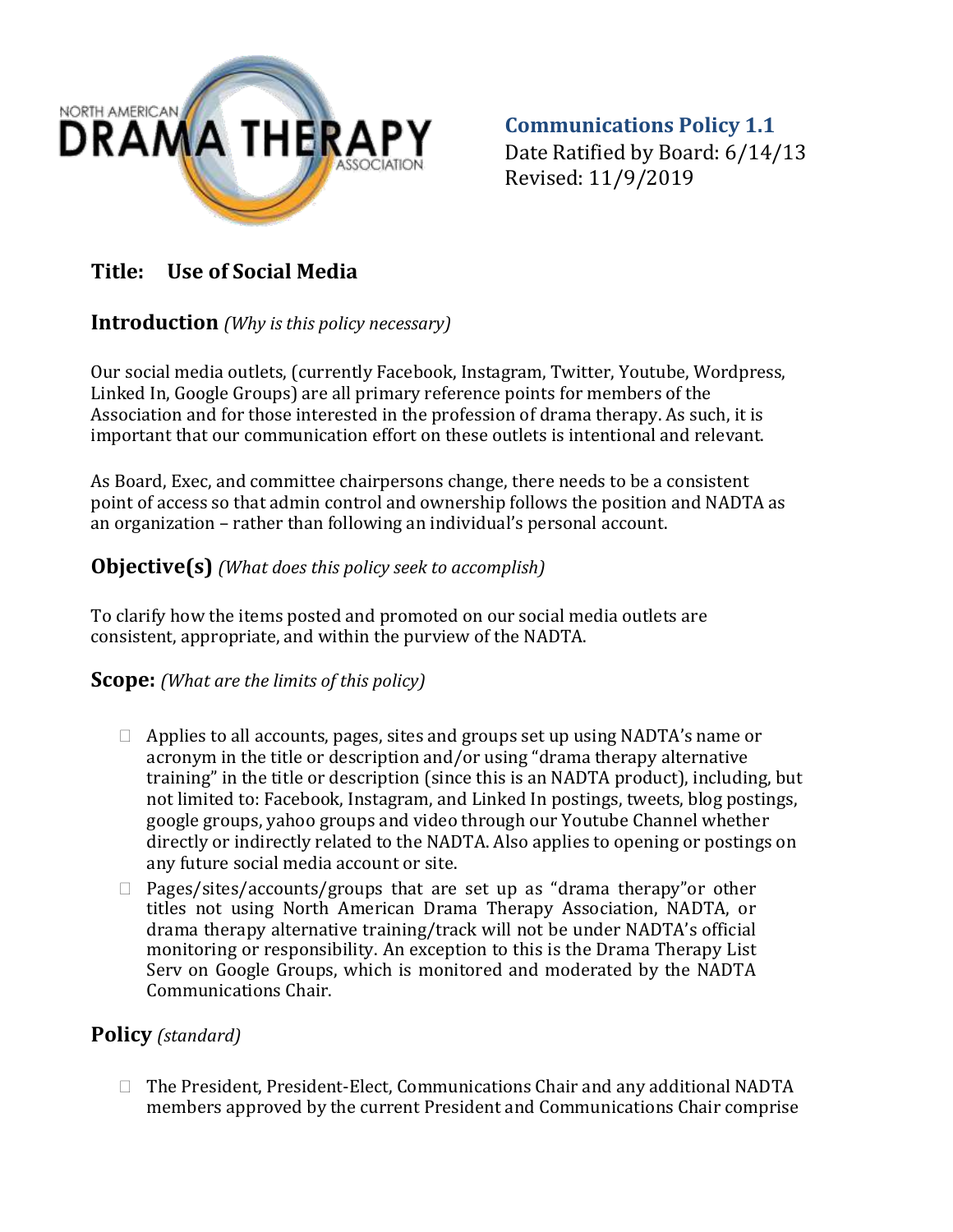**Communications Policy 1.1**
Date Ratified by Board: 6/14/13
Revised: 11/9/2019

# Title: Use of Social Media

## Introduction *(Why is this policy necessary)*

Our social media outlets, (currently Facebook, Instagram, Twitter, Youtube, Wordpress, Linked In, Google Groups) are all primary reference points for members of the Association and for those interested in the profession of drama therapy. As such, it is important that our communication effort on these outlets is intentional and relevant.

As Board, Exec, and committee chairpersons change, there needs to be a consistent point of access so that admin control and ownership follows the position and NADTA as an organization – rather than following an individual's personal account.

## Objective(s) *(What does this policy seek to accomplish)*

To clarify how the items posted and promoted on our social media outlets are consistent, appropriate, and within the purview of the NADTA.

## Scope: *(What are the limits of this policy)*

- Applies to all accounts, pages, sites and groups set up using NADTA's name or acronym in the title or description and/or using "drama therapy alternative training" in the title or description (since this is an NADTA product), including, but not limited to: Facebook, Instagram, and Linked In postings, tweets, blog postings, google groups, yahoo groups and video through our Youtube Channel whether directly or indirectly related to the NADTA. Also applies to opening or postings on any future social media account or site.
- Pages/sites/accounts/groups that are set up as "drama therapy"or other titles not using North American Drama Therapy Association, NADTA, or drama therapy alternative training/track will not be under NADTA's official monitoring or responsibility. An exception to this is the Drama Therapy List Serv on Google Groups, which is monitored and moderated by the NADTA Communications Chair.

## Policy *(standard)*

- The President, President-Elect, Communications Chair and any additional NADTA members approved by the current President and Communications Chair comprise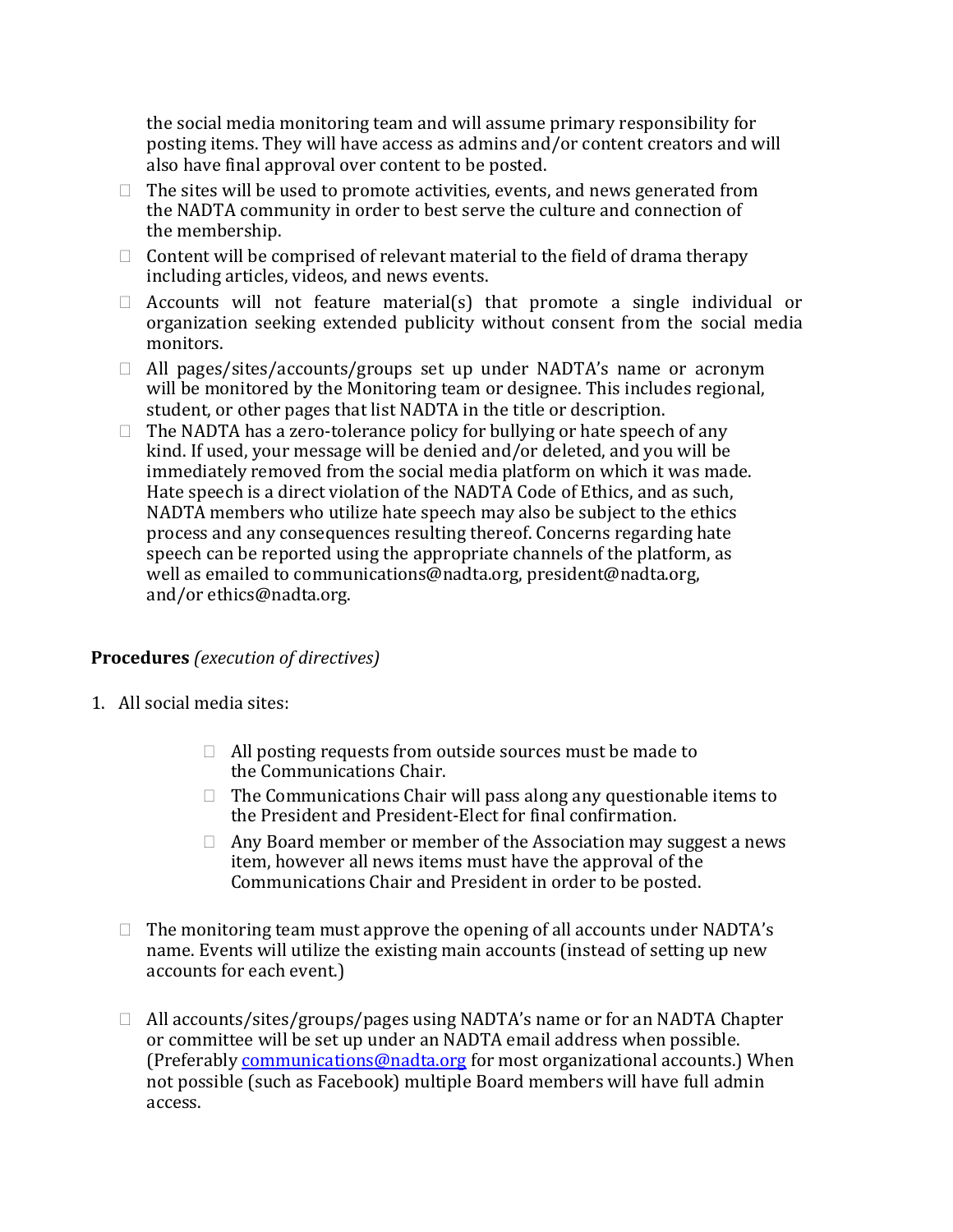the social media monitoring team and will assume primary responsibility for posting items. They will have access as admins and/or content creators and will also have final approval over content to be posted.

- The sites will be used to promote activities, events, and news generated from the NADTA community in order to best serve the culture and connection of the membership.
- Content will be comprised of relevant material to the field of drama therapy including articles, videos, and news events.
- Accounts will not feature material(s) that promote a single individual or organization seeking extended publicity without consent from the social media monitors.
- All pages/sites/accounts/groups set up under NADTA's name or acronym will be monitored by the Monitoring team or designee. This includes regional, student, or other pages that list NADTA in the title or description.
- The NADTA has a zero-tolerance policy for bullying or hate speech of any kind. If used, your message will be denied and/or deleted, and you will be immediately removed from the social media platform on which it was made. Hate speech is a direct violation of the NADTA Code of Ethics, and as such, NADTA members who utilize hate speech may also be subject to the ethics process and any consequences resulting thereof. Concerns regarding hate speech can be reported using the appropriate channels of the platform, as well as emailed to communications@nadta.org, president@nadta.org, and/or ethics@nadta.org.

**Procedures** *(execution of directives)*

1. All social media sites:

    - All posting requests from outside sources must be made to the Communications Chair.
    - The Communications Chair will pass along any questionable items to the President and President-Elect for final confirmation.
    - Any Board member or member of the Association may suggest a news item, however all news items must have the approval of the Communications Chair and President in order to be posted.

- The monitoring team must approve the opening of all accounts under NADTA's name. Events will utilize the existing main accounts (instead of setting up new accounts for each event.)

- All accounts/sites/groups/pages using NADTA's name or for an NADTA Chapter or committee will be set up under an NADTA email address when possible. (Preferably communications@nadta.org for most organizational accounts.) When not possible (such as Facebook) multiple Board members will have full admin access.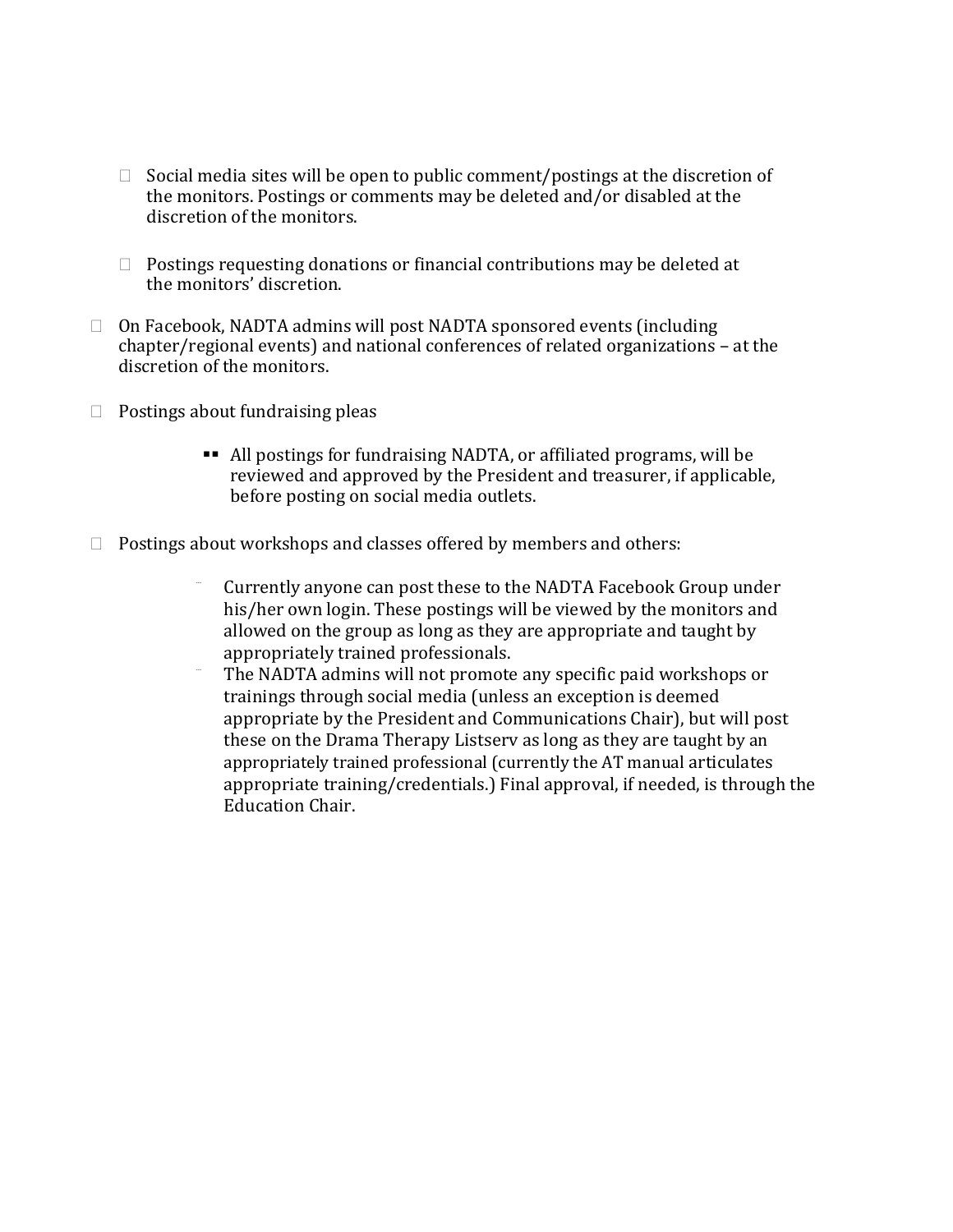- Social media sites will be open to public comment/postings at the discretion of the monitors. Postings or comments may be deleted and/or disabled at the discretion of the monitors.

  - Postings requesting donations or financial contributions may be deleted at the monitors' discretion.

- On Facebook, NADTA admins will post NADTA sponsored events (including chapter/regional events) and national conferences of related organizations – at the discretion of the monitors.

- Postings about fundraising pleas

    - All postings for fundraising NADTA, or affiliated programs, will be reviewed and approved by the President and treasurer, if applicable, before posting on social media outlets.

- Postings about workshops and classes offered by members and others:

    - Currently anyone can post these to the NADTA Facebook Group under his/her own login. These postings will be viewed by the monitors and allowed on the group as long as they are appropriate and taught by appropriately trained professionals.
    - The NADTA admins will not promote any specific paid workshops or trainings through social media (unless an exception is deemed appropriate by the President and Communications Chair), but will post these on the Drama Therapy Listserv as long as they are taught by an appropriately trained professional (currently the AT manual articulates appropriate training/credentials.) Final approval, if needed, is through the Education Chair.